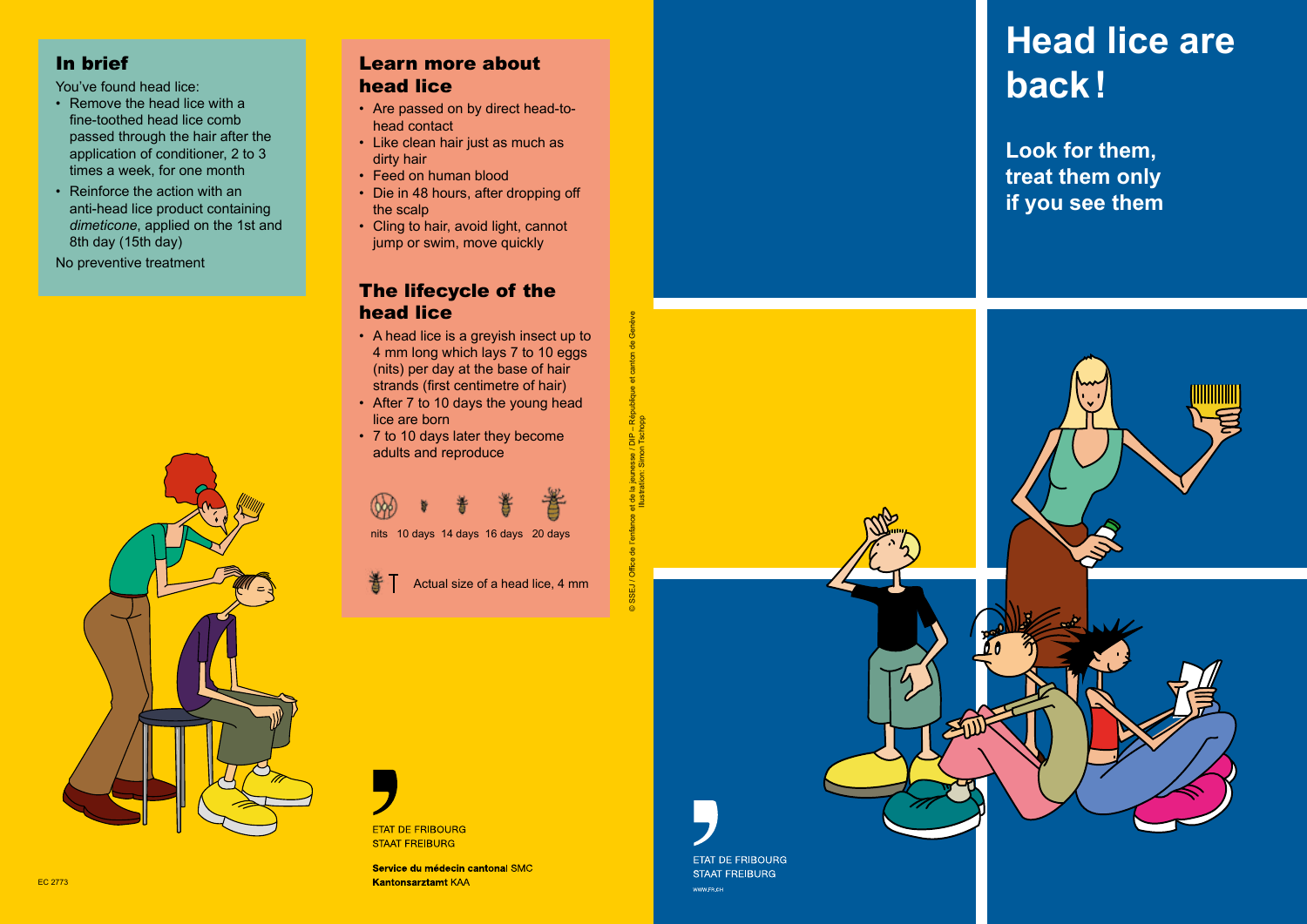## In brief

You've found head lice:

- Remove the head lice with a fine-toothed head lice comb passed through the hair after the application of conditioner, 2 to 3 times a week, for one month
- Reinforce the action with an anti-head lice product containing *dimeticone*, applied on the 1st and 8th day (15th day)

No preventive treatment

## Learn more about head lice

- Are passed on by direct head-to-head contact
- Like clean hair just as much as dirty hair
- Feed on human blood
- Die in 48 hours, after dropping off the scalp
- Cling to hair, avoid light, cannot jump or swim, move quickly

## The lifecycle of the head lice

- A head lice is a greyish insect up to 4 mm long which lays 7 to 10 eggs (nits) per day at the base of hair strands (first centimetre of hair)
- After 7 to 10 days the young head lice are born
- 7 to 10 days later they become adults and reproduce

nits 10 days 14 days 16 days 20 days

Actual size of a head lice, 4 mm

ETAT DE FRIBOURG
STAAT FREIBURG

**Service du médecin cantonal** SMC
**Kantonsarztamt** KAA

EC 2773

© SSEJ / Office de l'enfance et de la jeunesse / DIP – République et canton de Genève
Illustration: Simon Tschopp

# Head lice are back!

## Look for them, treat them only if you see them

ETAT DE FRIBOURG
STAAT FREIBURG
WWW.FR.CH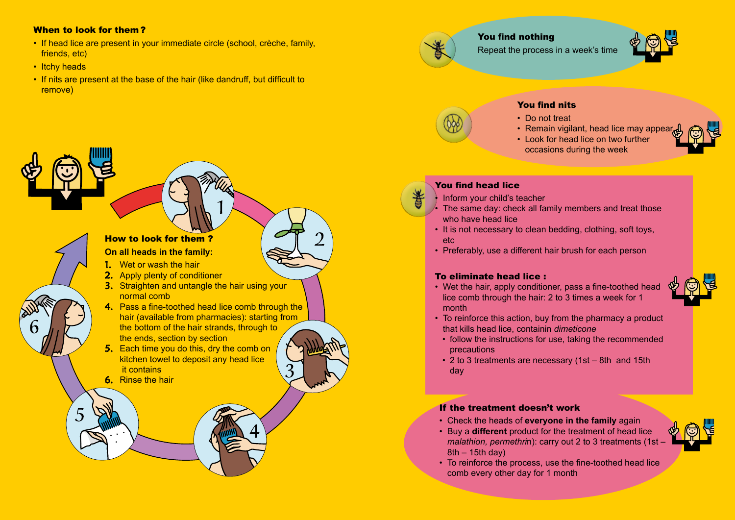## When to look for them?

- If head lice are present in your immediate circle (school, crèche, family, friends, etc)
- Itchy heads
- If nits are present at the base of the hair (like dandruff, but difficult to remove)

## How to look for them ?

**On all heads in the family:**

1. Wet or wash the hair
2. Apply plenty of conditioner
3. Straighten and untangle the hair using your normal comb
4. Pass a fine-toothed head lice comb through the hair (available from pharmacies): starting from the bottom of the hair strands, through to the ends, section by section
5. Each time you do this, dry the comb on kitchen towel to deposit any head lice it contains
6. Rinse the hair

## You find nothing

Repeat the process in a week's time

## You find nits

- Do not treat
- Remain vigilant, head lice may appear
- Look for head lice on two further occasions during the week

## You find head lice

- Inform your child's teacher
- The same day: check all family members and treat those who have head lice
- It is not necessary to clean bedding, clothing, soft toys, etc
- Preferably, use a different hair brush for each person

## To eliminate head lice :

- Wet the hair, apply conditioner, pass a fine-toothed head lice comb through the hair: 2 to 3 times a week for 1 month
- To reinforce this action, buy from the pharmacy a product that kills head lice, containin *dimeticone*
  - follow the instructions for use, taking the recommended precautions
  - 2 to 3 treatments are necessary (1st – 8th and 15th day

## If the treatment doesn't work

- Check the heads of **everyone in the family** again
- Buy a **different** product for the treatment of head lice *malathion, permethrin*): carry out 2 to 3 treatments (1st – 8th – 15th day)
- To reinforce the process, use the fine-toothed head lice comb every other day for 1 month